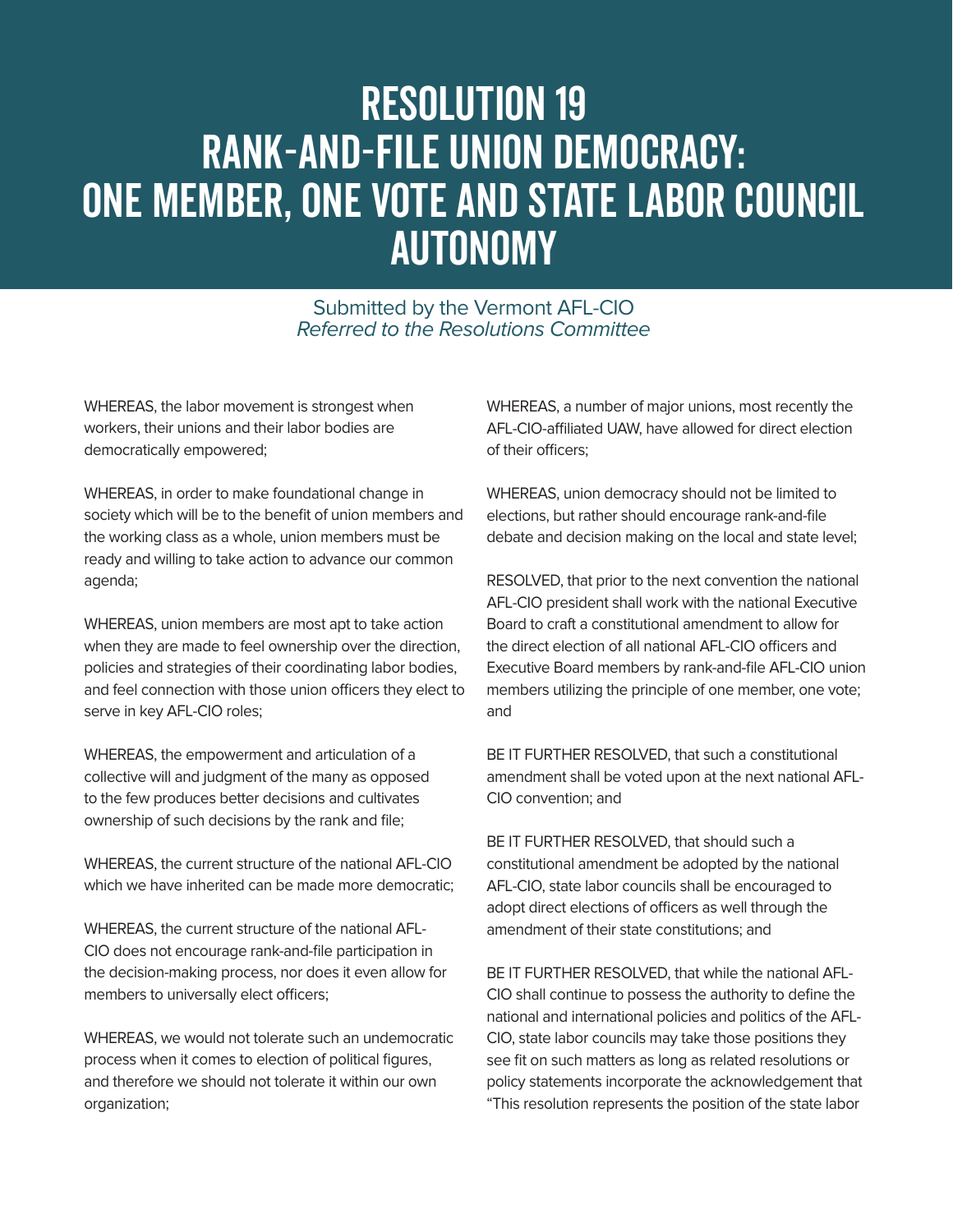# RESOLUTION 19
# RANK-AND-FILE UNION DEMOCRACY: ONE MEMBER, ONE VOTE AND STATE LABOR COUNCIL AUTONOMY

Submitted by the Vermont AFL-CIO
*Referred to the Resolutions Committee*

WHEREAS, the labor movement is strongest when workers, their unions and their labor bodies are democratically empowered;

WHEREAS, in order to make foundational change in society which will be to the benefit of union members and the working class as a whole, union members must be ready and willing to take action to advance our common agenda;

WHEREAS, union members are most apt to take action when they are made to feel ownership over the direction, policies and strategies of their coordinating labor bodies, and feel connection with those union officers they elect to serve in key AFL-CIO roles;

WHEREAS, the empowerment and articulation of a collective will and judgment of the many as opposed to the few produces better decisions and cultivates ownership of such decisions by the rank and file;

WHEREAS, the current structure of the national AFL-CIO which we have inherited can be made more democratic;

WHEREAS, the current structure of the national AFL-CIO does not encourage rank-and-file participation in the decision-making process, nor does it even allow for members to universally elect officers;

WHEREAS, we would not tolerate such an undemocratic process when it comes to election of political figures, and therefore we should not tolerate it within our own organization;

WHEREAS, a number of major unions, most recently the AFL-CIO-affiliated UAW, have allowed for direct election of their officers;

WHEREAS, union democracy should not be limited to elections, but rather should encourage rank-and-file debate and decision making on the local and state level;

RESOLVED, that prior to the next convention the national AFL-CIO president shall work with the national Executive Board to craft a constitutional amendment to allow for the direct election of all national AFL-CIO officers and Executive Board members by rank-and-file AFL-CIO union members utilizing the principle of one member, one vote; and

BE IT FURTHER RESOLVED, that such a constitutional amendment shall be voted upon at the next national AFL-CIO convention; and

BE IT FURTHER RESOLVED, that should such a constitutional amendment be adopted by the national AFL-CIO, state labor councils shall be encouraged to adopt direct elections of officers as well through the amendment of their state constitutions; and

BE IT FURTHER RESOLVED, that while the national AFL-CIO shall continue to possess the authority to define the national and international policies and politics of the AFL-CIO, state labor councils may take those positions they see fit on such matters as long as related resolutions or policy statements incorporate the acknowledgement that "This resolution represents the position of the state labor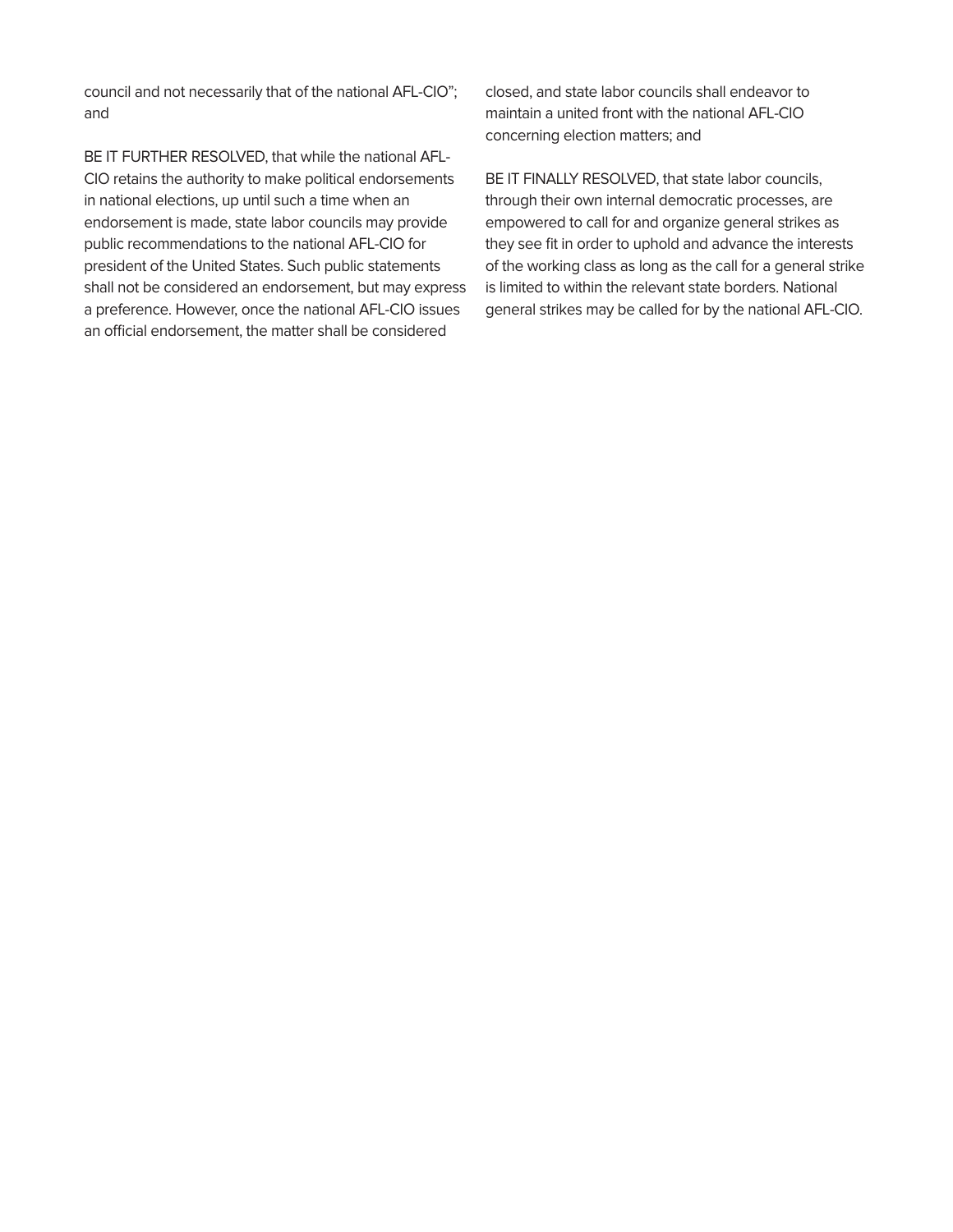council and not necessarily that of the national AFL-CIO"; and

BE IT FURTHER RESOLVED, that while the national AFL-CIO retains the authority to make political endorsements in national elections, up until such a time when an endorsement is made, state labor councils may provide public recommendations to the national AFL-CIO for president of the United States. Such public statements shall not be considered an endorsement, but may express a preference. However, once the national AFL-CIO issues an official endorsement, the matter shall be considered closed, and state labor councils shall endeavor to maintain a united front with the national AFL-CIO concerning election matters; and

BE IT FINALLY RESOLVED, that state labor councils, through their own internal democratic processes, are empowered to call for and organize general strikes as they see fit in order to uphold and advance the interests of the working class as long as the call for a general strike is limited to within the relevant state borders. National general strikes may be called for by the national AFL-CIO.